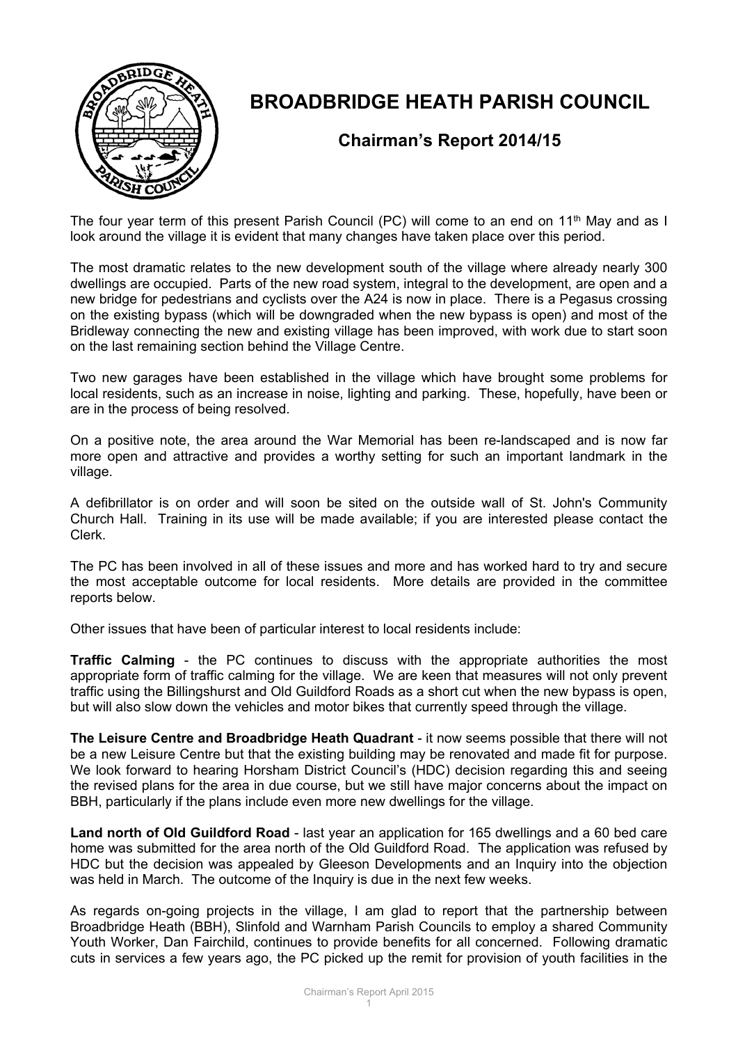# BROADBRIDGE HEATH PARISH COUNCIL

## Chairman's Report 2014/15

The four year term of this present Parish Council (PC) will come to an end on 11th May and as I look around the village it is evident that many changes have taken place over this period.

The most dramatic relates to the new development south of the village where already nearly 300 dwellings are occupied. Parts of the new road system, integral to the development, are open and a new bridge for pedestrians and cyclists over the A24 is now in place. There is a Pegasus crossing on the existing bypass (which will be downgraded when the new bypass is open) and most of the Bridleway connecting the new and existing village has been improved, with work due to start soon on the last remaining section behind the Village Centre.

Two new garages have been established in the village which have brought some problems for local residents, such as an increase in noise, lighting and parking. These, hopefully, have been or are in the process of being resolved.

On a positive note, the area around the War Memorial has been re-landscaped and is now far more open and attractive and provides a worthy setting for such an important landmark in the village.

A defibrillator is on order and will soon be sited on the outside wall of St. John's Community Church Hall. Training in its use will be made available; if you are interested please contact the Clerk.

The PC has been involved in all of these issues and more and has worked hard to try and secure the most acceptable outcome for local residents. More details are provided in the committee reports below.

Other issues that have been of particular interest to local residents include:

**Traffic Calming** - the PC continues to discuss with the appropriate authorities the most appropriate form of traffic calming for the village. We are keen that measures will not only prevent traffic using the Billingshurst and Old Guildford Roads as a short cut when the new bypass is open, but will also slow down the vehicles and motor bikes that currently speed through the village.

**The Leisure Centre and Broadbridge Heath Quadrant** - it now seems possible that there will not be a new Leisure Centre but that the existing building may be renovated and made fit for purpose. We look forward to hearing Horsham District Council's (HDC) decision regarding this and seeing the revised plans for the area in due course, but we still have major concerns about the impact on BBH, particularly if the plans include even more new dwellings for the village.

**Land north of Old Guildford Road** - last year an application for 165 dwellings and a 60 bed care home was submitted for the area north of the Old Guildford Road. The application was refused by HDC but the decision was appealed by Gleeson Developments and an Inquiry into the objection was held in March. The outcome of the Inquiry is due in the next few weeks.

As regards on-going projects in the village, I am glad to report that the partnership between Broadbridge Heath (BBH), Slinfold and Warnham Parish Councils to employ a shared Community Youth Worker, Dan Fairchild, continues to provide benefits for all concerned. Following dramatic cuts in services a few years ago, the PC picked up the remit for provision of youth facilities in the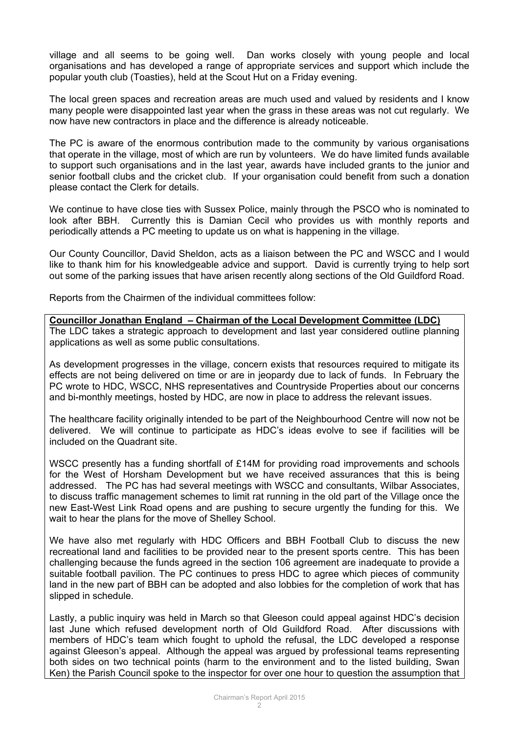village and all seems to be going well. Dan works closely with young people and local organisations and has developed a range of appropriate services and support which include the popular youth club (Toasties), held at the Scout Hut on a Friday evening.

The local green spaces and recreation areas are much used and valued by residents and I know many people were disappointed last year when the grass in these areas was not cut regularly. We now have new contractors in place and the difference is already noticeable.

The PC is aware of the enormous contribution made to the community by various organisations that operate in the village, most of which are run by volunteers. We do have limited funds available to support such organisations and in the last year, awards have included grants to the junior and senior football clubs and the cricket club. If your organisation could benefit from such a donation please contact the Clerk for details.

We continue to have close ties with Sussex Police, mainly through the PSCO who is nominated to look after BBH. Currently this is Damian Cecil who provides us with monthly reports and periodically attends a PC meeting to update us on what is happening in the village.

Our County Councillor, David Sheldon, acts as a liaison between the PC and WSCC and I would like to thank him for his knowledgeable advice and support. David is currently trying to help sort out some of the parking issues that have arisen recently along sections of the Old Guildford Road.

Reports from the Chairmen of the individual committees follow:

**Councillor Jonathan England – Chairman of the Local Development Committee (LDC)**

The LDC takes a strategic approach to development and last year considered outline planning applications as well as some public consultations.

As development progresses in the village, concern exists that resources required to mitigate its effects are not being delivered on time or are in jeopardy due to lack of funds. In February the PC wrote to HDC, WSCC, NHS representatives and Countryside Properties about our concerns and bi-monthly meetings, hosted by HDC, are now in place to address the relevant issues.

The healthcare facility originally intended to be part of the Neighbourhood Centre will now not be delivered. We will continue to participate as HDC's ideas evolve to see if facilities will be included on the Quadrant site.

WSCC presently has a funding shortfall of £14M for providing road improvements and schools for the West of Horsham Development but we have received assurances that this is being addressed. The PC has had several meetings with WSCC and consultants, Wilbar Associates, to discuss traffic management schemes to limit rat running in the old part of the Village once the new East-West Link Road opens and are pushing to secure urgently the funding for this. We wait to hear the plans for the move of Shelley School.

We have also met regularly with HDC Officers and BBH Football Club to discuss the new recreational land and facilities to be provided near to the present sports centre. This has been challenging because the funds agreed in the section 106 agreement are inadequate to provide a suitable football pavilion. The PC continues to press HDC to agree which pieces of community land in the new part of BBH can be adopted and also lobbies for the completion of work that has slipped in schedule.

Lastly, a public inquiry was held in March so that Gleeson could appeal against HDC's decision last June which refused development north of Old Guildford Road. After discussions with members of HDC's team which fought to uphold the refusal, the LDC developed a response against Gleeson's appeal. Although the appeal was argued by professional teams representing both sides on two technical points (harm to the environment and to the listed building, Swan Ken) the Parish Council spoke to the inspector for over one hour to question the assumption that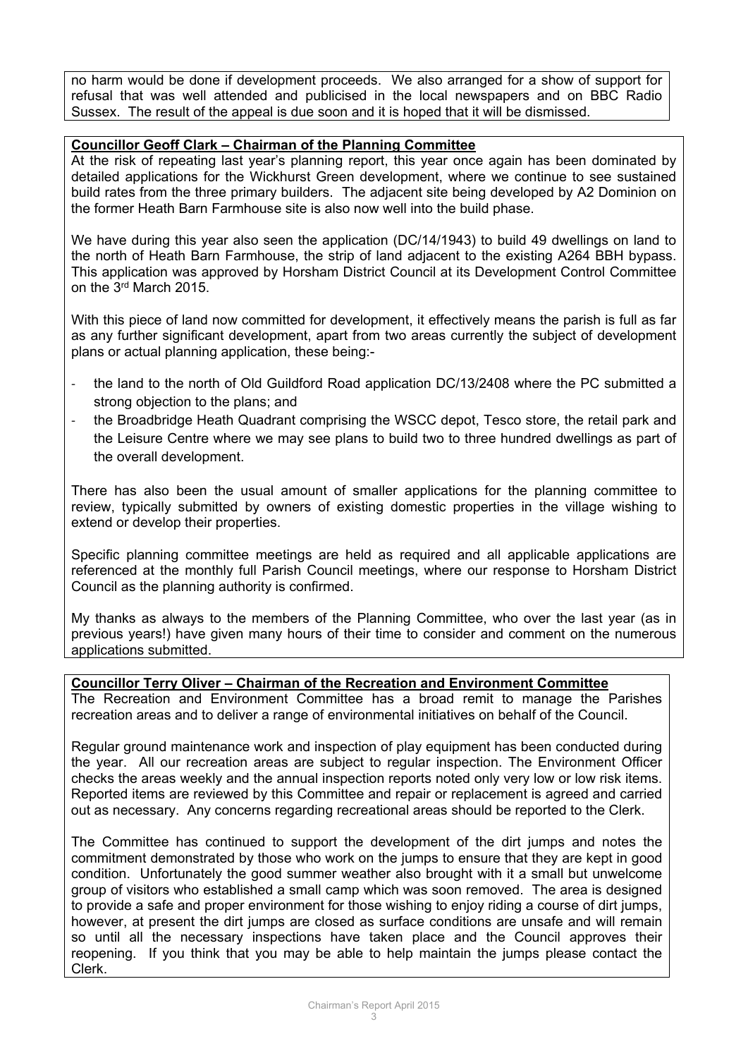no harm would be done if development proceeds. We also arranged for a show of support for refusal that was well attended and publicised in the local newspapers and on BBC Radio Sussex. The result of the appeal is due soon and it is hoped that it will be dismissed.

**Councillor Geoff Clark – Chairman of the Planning Committee**

At the risk of repeating last year's planning report, this year once again has been dominated by detailed applications for the Wickhurst Green development, where we continue to see sustained build rates from the three primary builders. The adjacent site being developed by A2 Dominion on the former Heath Barn Farmhouse site is also now well into the build phase.

We have during this year also seen the application (DC/14/1943) to build 49 dwellings on land to the north of Heath Barn Farmhouse, the strip of land adjacent to the existing A264 BBH bypass. This application was approved by Horsham District Council at its Development Control Committee on the 3rd March 2015.

With this piece of land now committed for development, it effectively means the parish is full as far as any further significant development, apart from two areas currently the subject of development plans or actual planning application, these being:-

- the land to the north of Old Guildford Road application DC/13/2408 where the PC submitted a strong objection to the plans; and
- the Broadbridge Heath Quadrant comprising the WSCC depot, Tesco store, the retail park and the Leisure Centre where we may see plans to build two to three hundred dwellings as part of the overall development.

There has also been the usual amount of smaller applications for the planning committee to review, typically submitted by owners of existing domestic properties in the village wishing to extend or develop their properties.

Specific planning committee meetings are held as required and all applicable applications are referenced at the monthly full Parish Council meetings, where our response to Horsham District Council as the planning authority is confirmed.

My thanks as always to the members of the Planning Committee, who over the last year (as in previous years!) have given many hours of their time to consider and comment on the numerous applications submitted.

**Councillor Terry Oliver – Chairman of the Recreation and Environment Committee**

The Recreation and Environment Committee has a broad remit to manage the Parishes recreation areas and to deliver a range of environmental initiatives on behalf of the Council.

Regular ground maintenance work and inspection of play equipment has been conducted during the year. All our recreation areas are subject to regular inspection. The Environment Officer checks the areas weekly and the annual inspection reports noted only very low or low risk items. Reported items are reviewed by this Committee and repair or replacement is agreed and carried out as necessary. Any concerns regarding recreational areas should be reported to the Clerk.

The Committee has continued to support the development of the dirt jumps and notes the commitment demonstrated by those who work on the jumps to ensure that they are kept in good condition. Unfortunately the good summer weather also brought with it a small but unwelcome group of visitors who established a small camp which was soon removed. The area is designed to provide a safe and proper environment for those wishing to enjoy riding a course of dirt jumps, however, at present the dirt jumps are closed as surface conditions are unsafe and will remain so until all the necessary inspections have taken place and the Council approves their reopening. If you think that you may be able to help maintain the jumps please contact the Clerk.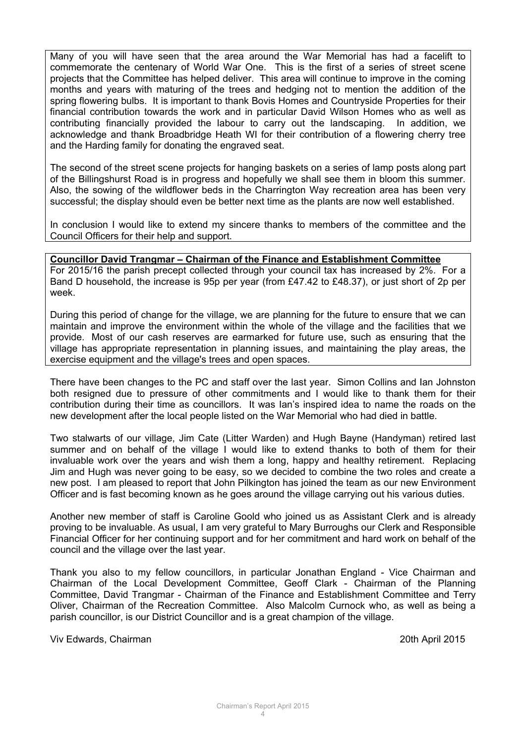Many of you will have seen that the area around the War Memorial has had a facelift to commemorate the centenary of World War One. This is the first of a series of street scene projects that the Committee has helped deliver. This area will continue to improve in the coming months and years with maturing of the trees and hedging not to mention the addition of the spring flowering bulbs. It is important to thank Bovis Homes and Countryside Properties for their financial contribution towards the work and in particular David Wilson Homes who as well as contributing financially provided the labour to carry out the landscaping. In addition, we acknowledge and thank Broadbridge Heath WI for their contribution of a flowering cherry tree and the Harding family for donating the engraved seat.

The second of the street scene projects for hanging baskets on a series of lamp posts along part of the Billingshurst Road is in progress and hopefully we shall see them in bloom this summer. Also, the sowing of the wildflower beds in the Charrington Way recreation area has been very successful; the display should even be better next time as the plants are now well established.

In conclusion I would like to extend my sincere thanks to members of the committee and the Council Officers for their help and support.

**Councillor David Trangmar – Chairman of the Finance and Establishment Committee**

For 2015/16 the parish precept collected through your council tax has increased by 2%. For a Band D household, the increase is 95p per year (from £47.42 to £48.37), or just short of 2p per week.

During this period of change for the village, we are planning for the future to ensure that we can maintain and improve the environment within the whole of the village and the facilities that we provide. Most of our cash reserves are earmarked for future use, such as ensuring that the village has appropriate representation in planning issues, and maintaining the play areas, the exercise equipment and the village's trees and open spaces.

There have been changes to the PC and staff over the last year. Simon Collins and Ian Johnston both resigned due to pressure of other commitments and I would like to thank them for their contribution during their time as councillors. It was Ian's inspired idea to name the roads on the new development after the local people listed on the War Memorial who had died in battle.

Two stalwarts of our village, Jim Cate (Litter Warden) and Hugh Bayne (Handyman) retired last summer and on behalf of the village I would like to extend thanks to both of them for their invaluable work over the years and wish them a long, happy and healthy retirement. Replacing Jim and Hugh was never going to be easy, so we decided to combine the two roles and create a new post. I am pleased to report that John Pilkington has joined the team as our new Environment Officer and is fast becoming known as he goes around the village carrying out his various duties.

Another new member of staff is Caroline Goold who joined us as Assistant Clerk and is already proving to be invaluable. As usual, I am very grateful to Mary Burroughs our Clerk and Responsible Financial Officer for her continuing support and for her commitment and hard work on behalf of the council and the village over the last year.

Thank you also to my fellow councillors, in particular Jonathan England - Vice Chairman and Chairman of the Local Development Committee, Geoff Clark - Chairman of the Planning Committee, David Trangmar - Chairman of the Finance and Establishment Committee and Terry Oliver, Chairman of the Recreation Committee. Also Malcolm Curnock who, as well as being a parish councillor, is our District Councillor and is a great champion of the village.

Viv Edwards, Chairman

20th April 2015